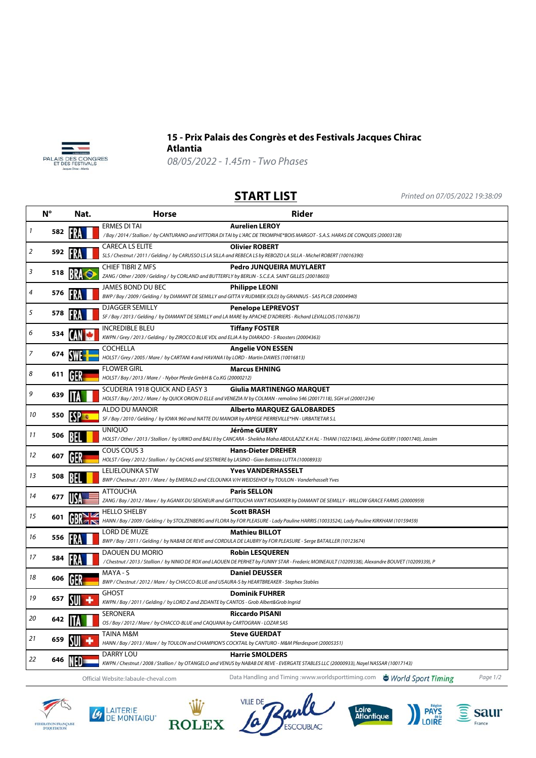# 15 - Prix Palais des Congrès et des Festivals Jacques Chirac Atlantia

*08/05/2022 - 1.45m - Two Phases*

## START LIST

*Printed on 07/05/2022 19:38:09*

| | N° | Nat. | Horse | Rider |
|---|---|---|---|---|
| 1 | 582 | FRA | ERMES DI TAI<br>*/ Bay / 2014 / Stallion / by CANTURANO and VITTORIA DI TAI by L'ARC DE TRIOMPHE*BOIS MARGOT - S.A.S. HARAS DE CONQUES (20003128)* | **Aurelien LEROY** |
| 2 | 592 | FRA | CARECA LS ELITE<br>*SLS / Chestnut / 2011 / Gelding / by CARUSSO LS LA SILLA and REBECA LS by REBOZO LA SILLA - Michel ROBERT (10016390)* | **Olivier ROBERT** |
| 3 | 518 | BRA | CHIEF TIBRI Z MFS<br>*ZANG / Other / 2009 / Gelding / by CORLAND and BUTTERFLY by BERLIN - S.C.E.A. SAINT GILLES (20018603)* | **Pedro JUNQUEIRA MUYLAERT** |
| 4 | 576 | FRA | JAMES BOND DU BEC<br>*BWP / Bay / 2009 / Gelding / by DIAMANT DE SEMILLY and GITTA V RUDMIEK (OLD) by GRANNUS - SAS PLCB (20004940)* | **Philippe LEONI** |
| 5 | 578 | FRA | DJAGGER SEMILLY<br>*SF / Bay / 2013 / Gelding / by DIAMANT DE SEMILLY and LA MARE by APACHE D'ADRIERS - Richard LEVALLOIS (10163673)* | **Penelope LEPREVOST** |
| 6 | 534 | CAN | INCREDIBLE BLEU<br>*KWPN / Grey / 2013 / Gelding / by ZIROCCO BLUE VDL and ELJA A by DIARADO - 5 Roosters (20004363)* | **Tiffany FOSTER** |
| 7 | 674 | SWE | COCHELLA<br>*HOLST / Grey / 2005 / Mare / by CARTANI 4 and HAVANA I by LORD - Martin DAWES (10016813)* | **Angelie VON ESSEN** |
| 8 | 611 | GER | FLOWER GIRL<br>*HOLST / Bay / 2013 / Mare / - Nybor Pferde GmbH & Co.KG (20000212)* | **Marcus EHNING** |
| 9 | 639 | ITA | SCUDERIA 1918 QUICK AND EASY 3<br>*HOLST / Bay / 2012 / Mare / by QUICK ORION D ELLE and VENEZIA IV by COLMAN - remolino 546 (20017118), SGH srl (20001234)* | **Giulia MARTINENGO MARQUET** |
| 10 | 550 | ESP | ALDO DU MANOIR<br>*SF / Bay / 2010 / Gelding / by IOWA 960 and NATTE DU MANOIR by ARPEGE PIERREVILLE*HN - URBATIETAR S.L* | **Alberto MARQUEZ GALOBARDES** |
| 11 | 506 | BEL | UNIQUO<br>*HOLST / Other / 2013 / Stallion / by URIKO and BALI II by CANCARA - Sheikha Maha ABDULAZIZ K.H AL - THANI (10221843), Jérôme GUERY (10017740), Jassim* | **Jérôme GUERY** |
| 12 | 607 | GER | COUS COUS 3<br>*HOLST / Grey / 2012 / Stallion / by CACHAS and SESTRIERE by LASINO - Gian Battista LUTTA (10008933)* | **Hans-Dieter DREHER** |
| 13 | 508 | BEL | LELIELOUNKA STW<br>*BWP / Chestnut / 2011 / Mare / by EMERALD and CELOUNKA V/H WEIDSEHOF by TOULON - Vanderhasselt Yves* | **Yves VANDERHASSELT** |
| 14 | 677 | USA | ATTOUCHA<br>*ZANG / Bay / 2012 / Mare / by AGANIX DU SEIGNEUR and GATTOUCHA VAN'T ROSAKKER by DIAMANT DE SEMILLY - WILLOW GRACE FARMS (20000959)* | **Paris SELLON** |
| 15 | 601 | GBR | HELLO SHELBY<br>*HANN / Bay / 2009 / Gelding / by STOLZENBERG and FLORA by FOR PLEASURE - Lady Pauline HARRIS (10033524), Lady Pauline KIRKHAM (10159459)* | **Scott BRASH** |
| 16 | 556 | FRA | LORD DE MUZE<br>*BWP / Bay / 2011 / Gelding / by NABAB DE REVE and CORDULA DE LAUBRY by FOR PLEASURE - Serge BATAILLER (10123674)* | **Mathieu BILLOT** |
| 17 | 584 | FRA | DAOUEN DU MORIO<br>*/ Chestnut / 2013 / Stallion / by NINIO DE ROX and LAOUEN DE PERHET by FUNNY STAR - Frederic MOINEAULT (10209338), Alexandre BOUVET (10209339), P* | **Robin LESQUEREN** |
| 18 | 606 | GER | MAYA - S<br>*BWP / Chestnut / 2012 / Mare / by CHACCO-BLUE and USAURA-S by HEARTBREAKER - Stephex Stables* | **Daniel DEUSSER** |
| 19 | 657 | SUI | GHOST<br>*KWPN / Bay / 2011 / Gelding / by LORD Z and ZIDANTE by CANTOS - Grob Albert&Grob Ingrid* | **Dominik FUHRER** |
| 20 | 642 | ITA | SERONERA<br>*OS / Bay / 2012 / Mare / by CHACCO-BLUE and CAQUANA by CARTOGRAN - LOZAR SAS* | **Riccardo PISANI** |
| 21 | 659 | SUI | TAINA M&M<br>*HANN / Bay / 2013 / Mare / by TOULON and CHAMPION'S COCKTAIL by CANTURO - M&M Pferdesport (20005351)* | **Steve GUERDAT** |
| 22 | 646 | NED | DARRY LOU<br>*KWPN / Chestnut / 2008 / Stallion / by OTANGELO and VENUS by NABAB DE REVE - EVERGATE STABLES LLC (20000933), Nayel NASSAR (10017493)* | **Harrie SMOLDERS** |

Official Website:labaule-cheval.com

Data Handling and Timing :www.worldsporttiming.com World Sport Timing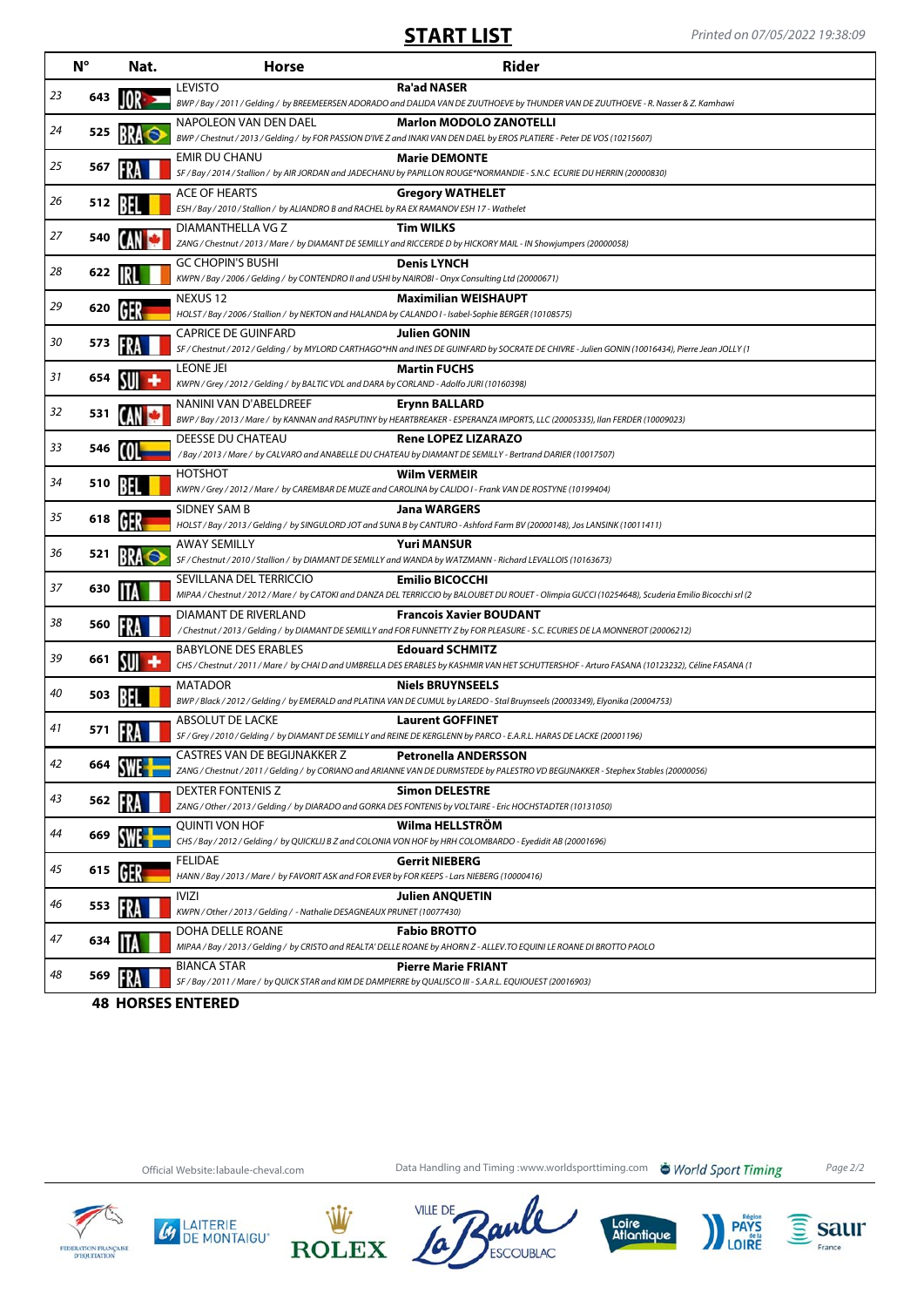# START LIST

Printed on 07/05/2022 19:38:09

| | N° | Nat. | Horse | Rider |
|---|---|---|---|---|
| 23 | 643 | JOR | LEVISTO<br>BWP / Bay / 2011 / Gelding / by BREEMEERSEN ADORADO and DALIDA VAN DE ZUUTHOEVE by THUNDER VAN DE ZUUTHOEVE - R. Nasser & Z. Kamhawi | **Ra'ad NASER** |
| 24 | 525 | BRA | NAPOLEON VAN DEN DAEL<br>BWP / Chestnut / 2013 / Gelding / by FOR PASSION D'IVE Z and INAKI VAN DEN DAEL by EROS PLATIERE - Peter DE VOS (10215607) | **Marlon MODOLO ZANOTELLI** |
| 25 | 567 | FRA | EMIR DU CHANU<br>SF / Bay / 2014 / Stallion / by AIR JORDAN and JADECHANU by PAPILLON ROUGE*NORMANDIE - S.N.C ECURIE DU HERRIN (20000830) | **Marie DEMONTE** |
| 26 | 512 | BEL | ACE OF HEARTS<br>ESH / Bay / 2010 / Stallion / by ALIANDRO B and RACHEL by RA EX RAMANOV ESH 17 - Wathelet | **Gregory WATHELET** |
| 27 | 540 | CAN | DIAMANTHELLA VG Z<br>ZANG / Chestnut / 2013 / Mare / by DIAMANT DE SEMILLY and RICCERDE D by HICKORY MAIL - IN Showjumpers (20000058) | **Tim WILKS** |
| 28 | 622 | IRL | GC CHOPIN'S BUSHI<br>KWPN / Bay / 2006 / Gelding / by CONTENDRO II and USHI by NAIROBI - Onyx Consulting Ltd (20000671) | **Denis LYNCH** |
| 29 | 620 | GER | NEXUS 12<br>HOLST / Bay / 2006 / Stallion / by NEKTON and HALANDA by CALANDO I - Isabel-Sophie BERGER (10108575) | **Maximilian WEISHAUPT** |
| 30 | 573 | FRA | CAPRICE DE GUINFARD<br>SF / Chestnut / 2012 / Gelding / by MYLORD CARTHAGO*HN and INES DE GUINFARD by SOCRATE DE CHIVRE - Julien GONIN (10016434), Pierre Jean JOLLY (1 | **Julien GONIN** |
| 31 | 654 | SUI | LEONE JEI<br>KWPN / Grey / 2012 / Gelding / by BALTIC VDL and DARA by CORLAND - Adolfo JURI (10160398) | **Martin FUCHS** |
| 32 | 531 | CAN | NANINI VAN D'ABELDREEF<br>BWP / Bay / 2013 / Mare / by KANNAN and RASPUTINY by HEARTBREAKER - ESPERANZA IMPORTS, LLC (20005335), Ilan FERDER (10009023) | **Erynn BALLARD** |
| 33 | 546 | COL | DEESSE DU CHATEAU<br>/ Bay / 2013 / Mare / by CALVARO and ANABELLE DU CHATEAU by DIAMANT DE SEMILLY - Bertrand DARIER (10017507) | **Rene LOPEZ LIZARAZO** |
| 34 | 510 | BEL | HOTSHOT<br>KWPN / Grey / 2012 / Mare / by CAREMBAR DE MUZE and CAROLINA by CALIDO I - Frank VAN DE ROSTYNE (10199404) | **Wilm VERMEIR** |
| 35 | 618 | GER | SIDNEY SAM B<br>HOLST / Bay / 2013 / Gelding / by SINGULORD JOT and SUNA B by CANTURO - Ashford Farm BV (20000148), Jos LANSINK (10011411) | **Jana WARGERS** |
| 36 | 521 | BRA | AWAY SEMILLY<br>SF / Chestnut / 2010 / Stallion / by DIAMANT DE SEMILLY and WANDA by WATZMANN - Richard LEVALLOIS (10163673) | **Yuri MANSUR** |
| 37 | 630 | ITA | SEVILLANA DEL TERRICCIO<br>MIPAA / Chestnut / 2012 / Mare / by CATOKI and DANZA DEL TERRICCIO by BALOUBET DU ROUET - Olimpia GUCCI (10254648), Scuderia Emilio Bicocchi srl (2 | **Emilio BICOCCHI** |
| 38 | 560 | FRA | DIAMANT DE RIVERLAND<br>/ Chestnut / 2013 / Gelding / by DIAMANT DE SEMILLY and FOR FUNNETTY Z by FOR PLEASURE - S.C. ECURIES DE LA MONNEROT (20006212) | **Francois Xavier BOUDANT** |
| 39 | 661 | SUI | BABYLONE DES ERABLES<br>CHS / Chestnut / 2011 / Mare / by CHAI D and UMBRELLA DES ERABLES by KASHMIR VAN HET SCHUTTERSHOF - Arturo FASANA (10123232), Céline FASANA (1 | **Edouard SCHMITZ** |
| 40 | 503 | BEL | MATADOR<br>BWP / Black / 2012 / Gelding / by EMERALD and PLATINA VAN DE CUMUL by LAREDO - Stal Bruynseels (20003349), Elyonika (20004753) | **Niels BRUYNSEELS** |
| 41 | 571 | FRA | ABSOLUT DE LACKE<br>SF / Grey / 2010 / Gelding / by DIAMANT DE SEMILLY and REINE DE KERGLENN by PARCO - E.A.R.L. HARAS DE LACKE (20001196) | **Laurent GOFFINET** |
| 42 | 664 | SWE | CASTRES VAN DE BEGIJNAKKER Z<br>ZANG / Chestnut / 2011 / Gelding / by CORIANO and ARIANNE VAN DE DURMSTEDE by PALESTRO VD BEGIJNAKKER - Stephex Stables (20000056) | **Petronella ANDERSSON** |
| 43 | 562 | FRA | DEXTER FONTENIS Z<br>ZANG / Other / 2013 / Gelding / by DIARADO and GORKA DES FONTENIS by VOLTAIRE - Eric HOCHSTADTER (10131050) | **Simon DELESTRE** |
| 44 | 669 | SWE | QUINTI VON HOF<br>CHS / Bay / 2012 / Gelding / by QUICKLIJ B Z and COLONIA VON HOF by HRH COLOMBARDO - Eyedidit AB (20001696) | **Wilma HELLSTRÖM** |
| 45 | 615 | GER | FELIDAE<br>HANN / Bay / 2013 / Mare / by FAVORIT ASK and FOR EVER by FOR KEEPS - Lars NIEBERG (10000416) | **Gerrit NIEBERG** |
| 46 | 553 | FRA | IVIZI<br>KWPN / Other / 2013 / Gelding / - Nathalie DESAGNEAUX PRUNET (10077430) | **Julien ANQUETIN** |
| 47 | 634 | ITA | DOHA DELLE ROANE<br>MIPAA / Bay / 2013 / Gelding / by CRISTO and REALTA' DELLE ROANE by AHORN Z - ALLEV.TO EQUINI LE ROANE DI BROTTO PAOLO | **Fabio BROTTO** |
| 48 | 569 | FRA | BIANCA STAR<br>SF / Bay / 2011 / Mare / by QUICK STAR and KIM DE DAMPIERRE by QUALISCO III - S.A.R.L. EQUIOUEST (20016903) | **Pierre Marie FRIANT** |

**48 HORSES ENTERED**

Official Website:labaule-cheval.com

Data Handling and Timing :www.worldsporttiming.com World Sport Timing